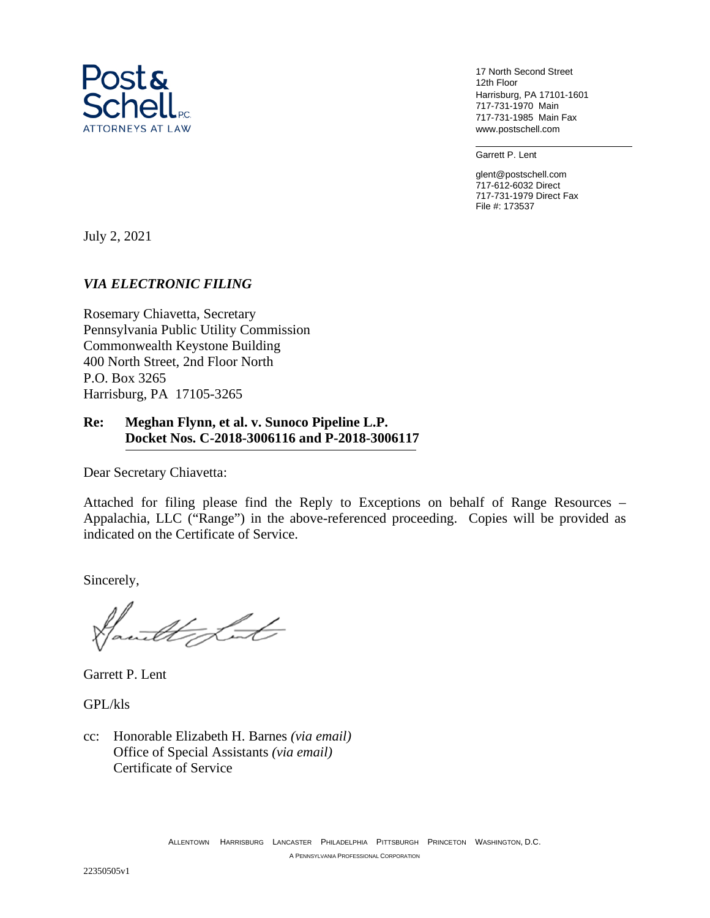Post & Schell P.C.
ATTORNEYS AT LAW

17 North Second Street
12th Floor
Harrisburg, PA 17101-1601
717-731-1970 Main
717-731-1985 Main Fax
www.postschell.com

Garrett P. Lent

glent@postschell.com
717-612-6032 Direct
717-731-1979 Direct Fax
File #: 173537

July 2, 2021

*VIA ELECTRONIC FILING*

Rosemary Chiavetta, Secretary
Pennsylvania Public Utility Commission
Commonwealth Keystone Building
400 North Street, 2nd Floor North
P.O. Box 3265
Harrisburg, PA 17105-3265

**Re: Meghan Flynn, et al. v. Sunoco Pipeline L.P.**
**Docket Nos. C-2018-3006116 and P-2018-3006117**

Dear Secretary Chiavetta:

Attached for filing please find the Reply to Exceptions on behalf of Range Resources – Appalachia, LLC ("Range") in the above-referenced proceeding. Copies will be provided as indicated on the Certificate of Service.

Sincerely,

Garrett P. Lent

GPL/kls

cc: Honorable Elizabeth H. Barnes *(via email)*
Office of Special Assistants *(via email)*
Certificate of Service

ALLENTOWN HARRISBURG LANCASTER PHILADELPHIA PITTSBURGH PRINCETON WASHINGTON, D.C.
A PENNSYLVANIA PROFESSIONAL CORPORATION

22350505v1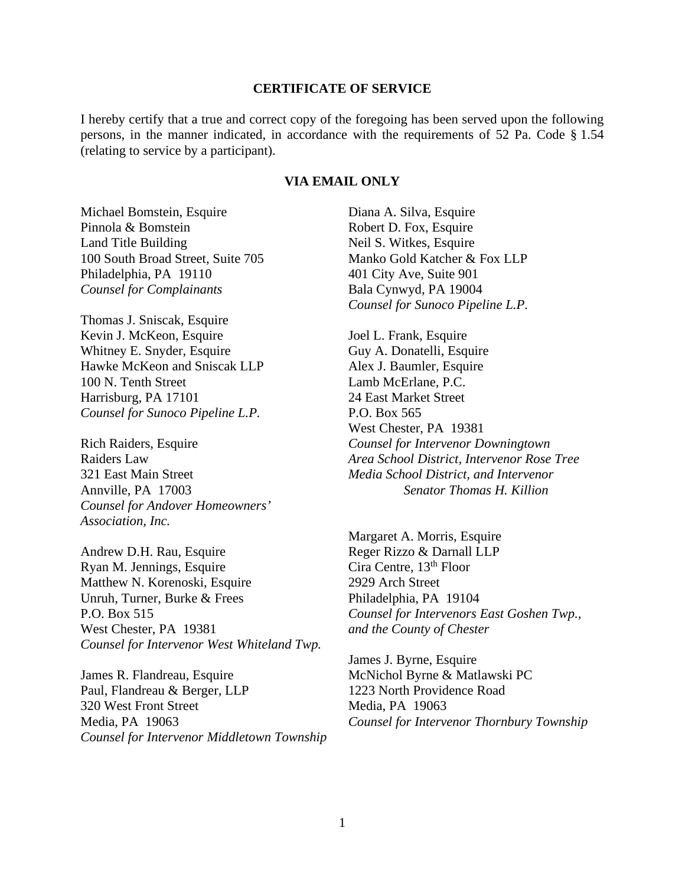**CERTIFICATE OF SERVICE**

I hereby certify that a true and correct copy of the foregoing has been served upon the following persons, in the manner indicated, in accordance with the requirements of 52 Pa. Code § 1.54 (relating to service by a participant).

**VIA EMAIL ONLY**

Michael Bomstein, Esquire
Pinnola & Bomstein
Land Title Building
100 South Broad Street, Suite 705
Philadelphia, PA 19110
*Counsel for Complainants*

Thomas J. Sniscak, Esquire
Kevin J. McKeon, Esquire
Whitney E. Snyder, Esquire
Hawke McKeon and Sniscak LLP
100 N. Tenth Street
Harrisburg, PA 17101
*Counsel for Sunoco Pipeline L.P.*

Rich Raiders, Esquire
Raiders Law
321 East Main Street
Annville, PA 17003
*Counsel for Andover Homeowners' Association, Inc.*

Andrew D.H. Rau, Esquire
Ryan M. Jennings, Esquire
Matthew N. Korenoski, Esquire
Unruh, Turner, Burke & Frees
P.O. Box 515
West Chester, PA 19381
*Counsel for Intervenor West Whiteland Twp.*

James R. Flandreau, Esquire
Paul, Flandreau & Berger, LLP
320 West Front Street
Media, PA 19063
*Counsel for Intervenor Middletown Township*

Diana A. Silva, Esquire
Robert D. Fox, Esquire
Neil S. Witkes, Esquire
Manko Gold Katcher & Fox LLP
401 City Ave, Suite 901
Bala Cynwyd, PA 19004
*Counsel for Sunoco Pipeline L.P.*

Joel L. Frank, Esquire
Guy A. Donatelli, Esquire
Alex J. Baumler, Esquire
Lamb McErlane, P.C.
24 East Market Street
P.O. Box 565
West Chester, PA 19381
*Counsel for Intervenor Downingtown Area School District, Intervenor Rose Tree Media School District, and Intervenor Senator Thomas H. Killion*

Margaret A. Morris, Esquire
Reger Rizzo & Darnall LLP
Cira Centre, 13th Floor
2929 Arch Street
Philadelphia, PA 19104
*Counsel for Intervenors East Goshen Twp., and the County of Chester*

James J. Byrne, Esquire
McNichol Byrne & Matlawski PC
1223 North Providence Road
Media, PA 19063
*Counsel for Intervenor Thornbury Township*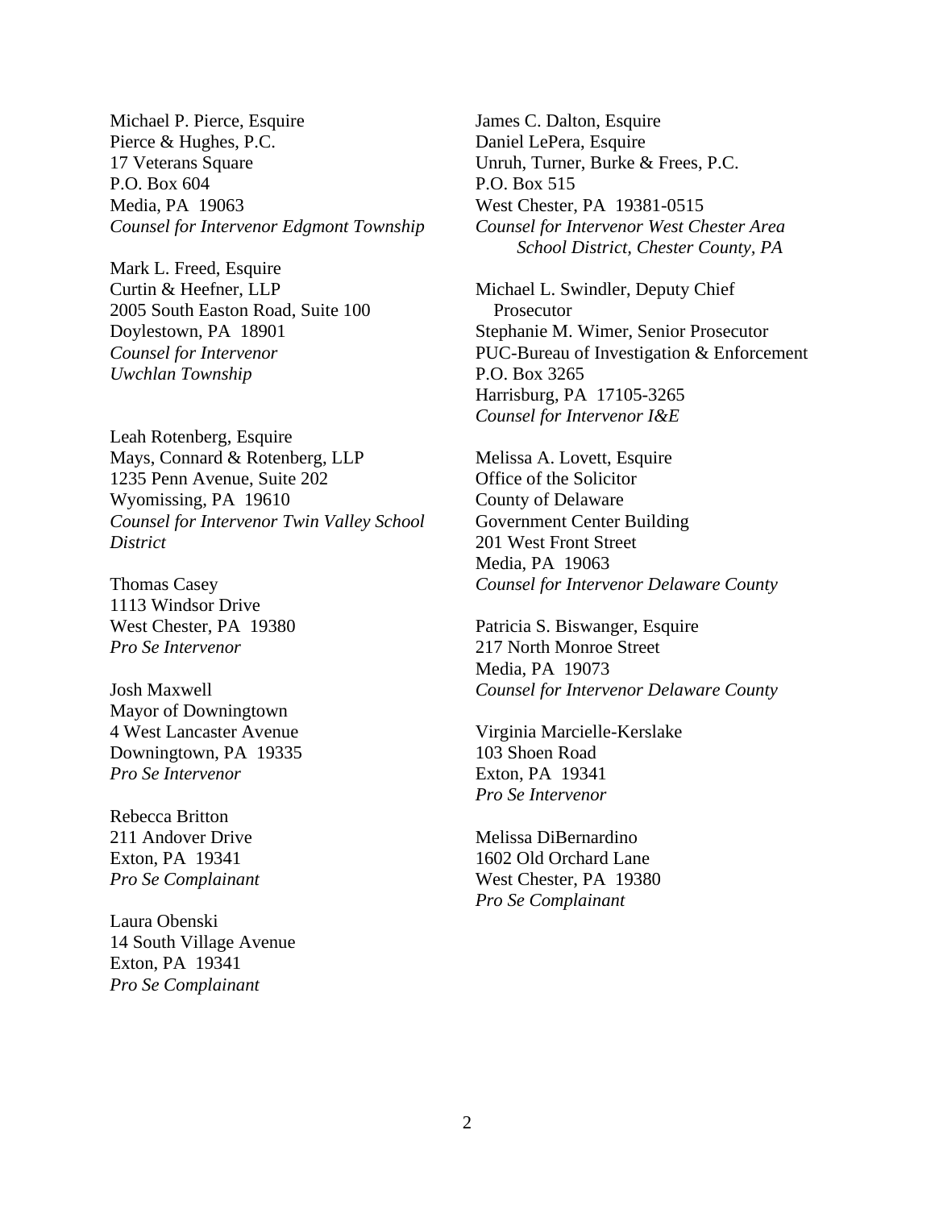Michael P. Pierce, Esquire
Pierce & Hughes, P.C.
17 Veterans Square
P.O. Box 604
Media, PA 19063
*Counsel for Intervenor Edgmont Township*

Mark L. Freed, Esquire
Curtin & Heefner, LLP
2005 South Easton Road, Suite 100
Doylestown, PA 18901
*Counsel for Intervenor*
*Uwchlan Township*

Leah Rotenberg, Esquire
Mays, Connard & Rotenberg, LLP
1235 Penn Avenue, Suite 202
Wyomissing, PA 19610
*Counsel for Intervenor Twin Valley School District*

Thomas Casey
1113 Windsor Drive
West Chester, PA 19380
*Pro Se Intervenor*

Josh Maxwell
Mayor of Downingtown
4 West Lancaster Avenue
Downingtown, PA 19335
*Pro Se Intervenor*

Rebecca Britton
211 Andover Drive
Exton, PA 19341
*Pro Se Complainant*

Laura Obenski
14 South Village Avenue
Exton, PA 19341
*Pro Se Complainant*

James C. Dalton, Esquire
Daniel LePera, Esquire
Unruh, Turner, Burke & Frees, P.C.
P.O. Box 515
West Chester, PA 19381-0515
*Counsel for Intervenor West Chester Area School District, Chester County, PA*

Michael L. Swindler, Deputy Chief Prosecutor
Stephanie M. Wimer, Senior Prosecutor
PUC-Bureau of Investigation & Enforcement
P.O. Box 3265
Harrisburg, PA 17105-3265
*Counsel for Intervenor I&E*

Melissa A. Lovett, Esquire
Office of the Solicitor
County of Delaware
Government Center Building
201 West Front Street
Media, PA 19063
*Counsel for Intervenor Delaware County*

Patricia S. Biswanger, Esquire
217 North Monroe Street
Media, PA 19073
*Counsel for Intervenor Delaware County*

Virginia Marcielle-Kerslake
103 Shoen Road
Exton, PA 19341
*Pro Se Intervenor*

Melissa DiBernardino
1602 Old Orchard Lane
West Chester, PA 19380
*Pro Se Complainant*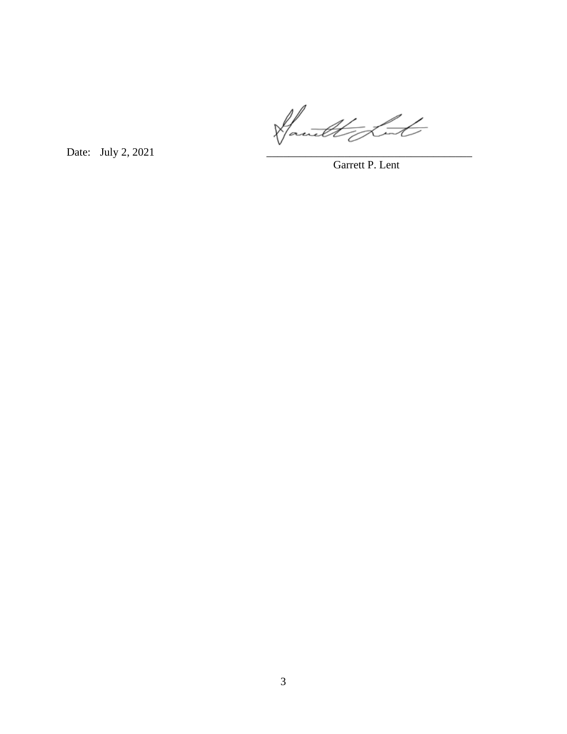Date: July 2, 2021

\_\_\_\_\_\_\_\_\_\_\_\_\_\_\_\_\_\_\_\_\_\_\_\_\_\_\_\_\_\_\_\_\_\_\_\_

Garrett P. Lent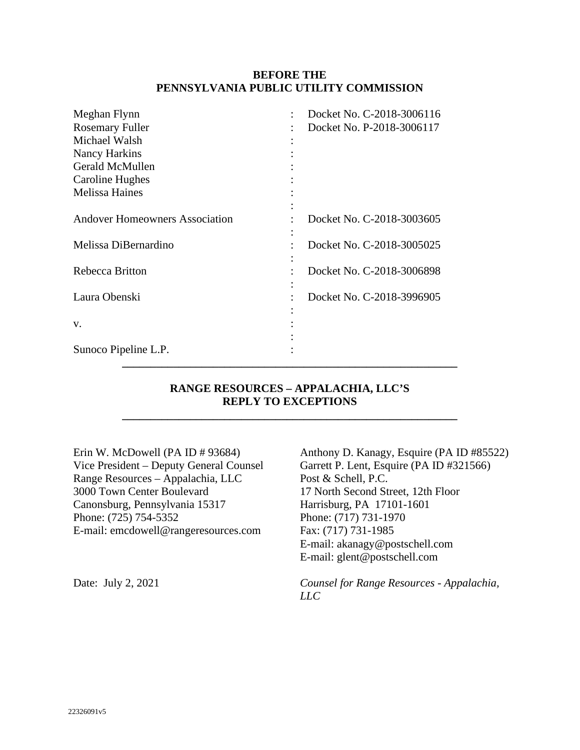**BEFORE THE**
**PENNSYLVANIA PUBLIC UTILITY COMMISSION**

| | | |
|---|---|---|
| Meghan Flynn | : | Docket No. C-2018-3006116 |
| Rosemary Fuller | : | Docket No. P-2018-3006117 |
| Michael Walsh | : | |
| Nancy Harkins | : | |
| Gerald McMullen | : | |
| Caroline Hughes | : | |
| Melissa Haines | : | |
| | : | |
| Andover Homeowners Association | : | Docket No. C-2018-3003605 |
| | : | |
| Melissa DiBernardino | : | Docket No. C-2018-3005025 |
| | : | |
| Rebecca Britton | : | Docket No. C-2018-3006898 |
| | : | |
| Laura Obenski | : | Docket No. C-2018-3996905 |
| | : | |
| v. | : | |
| | : | |
| Sunoco Pipeline L.P. | : | |

---

**RANGE RESOURCES – APPALACHIA, LLC'S**
**REPLY TO EXCEPTIONS**

---

Erin W. McDowell (PA ID # 93684)
Vice President – Deputy General Counsel
Range Resources – Appalachia, LLC
3000 Town Center Boulevard
Canonsburg, Pennsylvania 15317
Phone: (725) 754-5352
E-mail: emcdowell@rangeresources.com

Anthony D. Kanagy, Esquire (PA ID #85522)
Garrett P. Lent, Esquire (PA ID #321566)
Post & Schell, P.C.
17 North Second Street, 12th Floor
Harrisburg, PA 17101-1601
Phone: (717) 731-1970
Fax: (717) 731-1985
E-mail: akanagy@postschell.com
E-mail: glent@postschell.com

Date: July 2, 2021

*Counsel for Range Resources - Appalachia, LLC*

22326091v5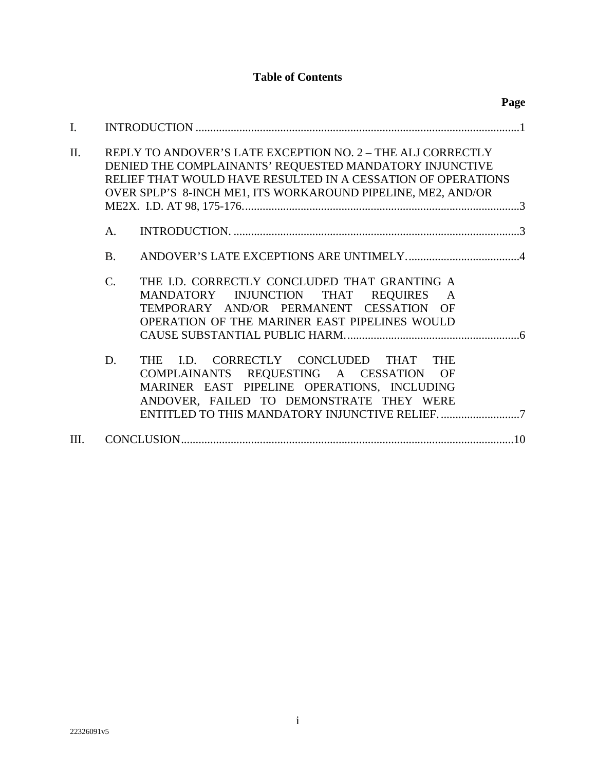# Table of Contents

| | | Page |
|---|---|---|
| I. | INTRODUCTION | 1 |
| II. | REPLY TO ANDOVER'S LATE EXCEPTION NO. 2 – THE ALJ CORRECTLY DENIED THE COMPLAINANTS' REQUESTED MANDATORY INJUNCTIVE RELIEF THAT WOULD HAVE RESULTED IN A CESSATION OF OPERATIONS OVER SPLP'S 8-INCH ME1, ITS WORKAROUND PIPELINE, ME2, AND/OR ME2X. I.D. AT 98, 175-176. | 3 |
| | A. INTRODUCTION. | 3 |
| | B. ANDOVER'S LATE EXCEPTIONS ARE UNTIMELY. | 4 |
| | C. THE I.D. CORRECTLY CONCLUDED THAT GRANTING A MANDATORY INJUNCTION THAT REQUIRES A TEMPORARY AND/OR PERMANENT CESSATION OF OPERATION OF THE MARINER EAST PIPELINES WOULD CAUSE SUBSTANTIAL PUBLIC HARM. | 6 |
| | D. THE I.D. CORRECTLY CONCLUDED THAT THE COMPLAINANTS REQUESTING A CESSATION OF MARINER EAST PIPELINE OPERATIONS, INCLUDING ANDOVER, FAILED TO DEMONSTRATE THEY WERE ENTITLED TO THIS MANDATORY INJUNCTIVE RELIEF. | 7 |
| III. | CONCLUSION | 10 |

22326091v5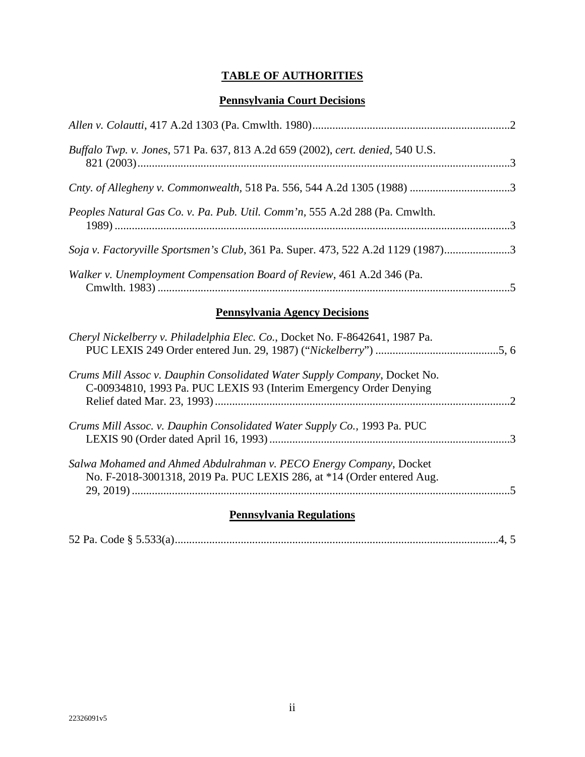# TABLE OF AUTHORITIES

## Pennsylvania Court Decisions

*Allen v. Colautti*, 417 A.2d 1303 (Pa. Cmwlth. 1980) ..................... 2

*Buffalo Twp. v. Jones*, 571 Pa. 637, 813 A.2d 659 (2002), *cert. denied*, 540 U.S. 821 (2003) ..................... 3

*Cnty. of Allegheny v. Commonwealth*, 518 Pa. 556, 544 A.2d 1305 (1988) ..................... 3

*Peoples Natural Gas Co. v. Pa. Pub. Util. Comm'n*, 555 A.2d 288 (Pa. Cmwlth. 1989) ..................... 3

*Soja v. Factoryville Sportsmen's Club*, 361 Pa. Super. 473, 522 A.2d 1129 (1987) ..................... 3

*Walker v. Unemployment Compensation Board of Review*, 461 A.2d 346 (Pa. Cmwlth. 1983) ..................... 5

## Pennsylvania Agency Decisions

*Cheryl Nickelberry v. Philadelphia Elec. Co.*, Docket No. F-8642641, 1987 Pa. PUC LEXIS 249 Order entered Jun. 29, 1987) ("*Nickelberry*") ..................... 5, 6

*Crums Mill Assoc v. Dauphin Consolidated Water Supply Company*, Docket No. C-00934810, 1993 Pa. PUC LEXIS 93 (Interim Emergency Order Denying Relief dated Mar. 23, 1993) ..................... 2

*Crums Mill Assoc. v. Dauphin Consolidated Water Supply Co.*, 1993 Pa. PUC LEXIS 90 (Order dated April 16, 1993) ..................... 3

*Salwa Mohamed and Ahmed Abdulrahman v. PECO Energy Company*, Docket No. F-2018-3001318, 2019 Pa. PUC LEXIS 286, at *14 (Order entered Aug. 29, 2019) ..................... 5

## Pennsylvania Regulations

52 Pa. Code § 5.533(a) ..................... 4, 5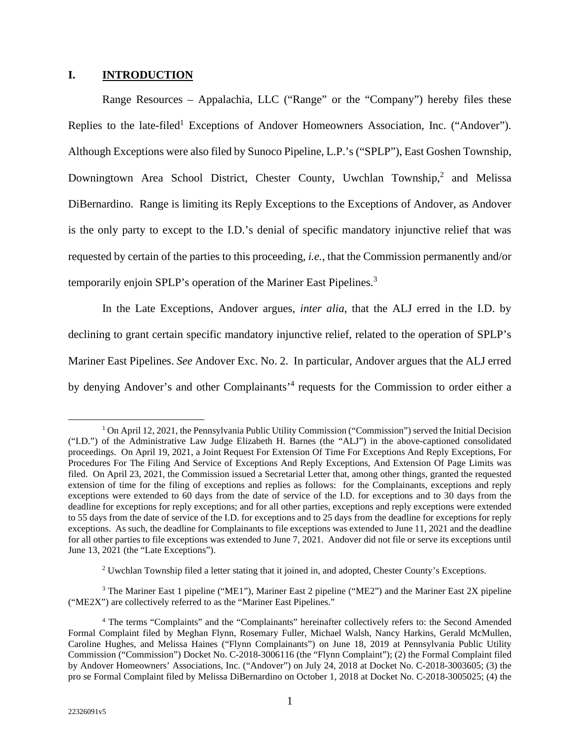## I. INTRODUCTION

Range Resources – Appalachia, LLC ("Range" or the "Company") hereby files these Replies to the late-filed[1] Exceptions of Andover Homeowners Association, Inc. ("Andover"). Although Exceptions were also filed by Sunoco Pipeline, L.P.'s ("SPLP"), East Goshen Township, Downingtown Area School District, Chester County, Uwchlan Township,[2] and Melissa DiBernardino. Range is limiting its Reply Exceptions to the Exceptions of Andover, as Andover is the only party to except to the I.D.'s denial of specific mandatory injunctive relief that was requested by certain of the parties to this proceeding, *i.e.*, that the Commission permanently and/or temporarily enjoin SPLP's operation of the Mariner East Pipelines.[3]

In the Late Exceptions, Andover argues, *inter alia*, that the ALJ erred in the I.D. by declining to grant certain specific mandatory injunctive relief, related to the operation of SPLP's Mariner East Pipelines. *See* Andover Exc. No. 2. In particular, Andover argues that the ALJ erred by denying Andover's and other Complainants'[4] requests for the Commission to order either a

---

[1] On April 12, 2021, the Pennsylvania Public Utility Commission ("Commission") served the Initial Decision ("I.D.") of the Administrative Law Judge Elizabeth H. Barnes (the "ALJ") in the above-captioned consolidated proceedings. On April 19, 2021, a Joint Request For Extension Of Time For Exceptions And Reply Exceptions, For Procedures For The Filing And Service of Exceptions And Reply Exceptions, And Extension Of Page Limits was filed. On April 23, 2021, the Commission issued a Secretarial Letter that, among other things, granted the requested extension of time for the filing of exceptions and replies as follows: for the Complainants, exceptions and reply exceptions were extended to 60 days from the date of service of the I.D. for exceptions and to 30 days from the deadline for exceptions for reply exceptions; and for all other parties, exceptions and reply exceptions were extended to 55 days from the date of service of the I.D. for exceptions and to 25 days from the deadline for exceptions for reply exceptions. As such, the deadline for Complainants to file exceptions was extended to June 11, 2021 and the deadline for all other parties to file exceptions was extended to June 7, 2021. Andover did not file or serve its exceptions until June 13, 2021 (the "Late Exceptions").

[2] Uwchlan Township filed a letter stating that it joined in, and adopted, Chester County's Exceptions.

[3] The Mariner East 1 pipeline ("ME1"), Mariner East 2 pipeline ("ME2") and the Mariner East 2X pipeline ("ME2X") are collectively referred to as the "Mariner East Pipelines."

[4] The terms "Complaints" and the "Complainants" hereinafter collectively refers to: the Second Amended Formal Complaint filed by Meghan Flynn, Rosemary Fuller, Michael Walsh, Nancy Harkins, Gerald McMullen, Caroline Hughes, and Melissa Haines ("Flynn Complainants") on June 18, 2019 at Pennsylvania Public Utility Commission ("Commission") Docket No. C-2018-3006116 (the "Flynn Complaint"); (2) the Formal Complaint filed by Andover Homeowners' Associations, Inc. ("Andover") on July 24, 2018 at Docket No. C-2018-3003605; (3) the pro se Formal Complaint filed by Melissa DiBernardino on October 1, 2018 at Docket No. C-2018-3005025; (4) the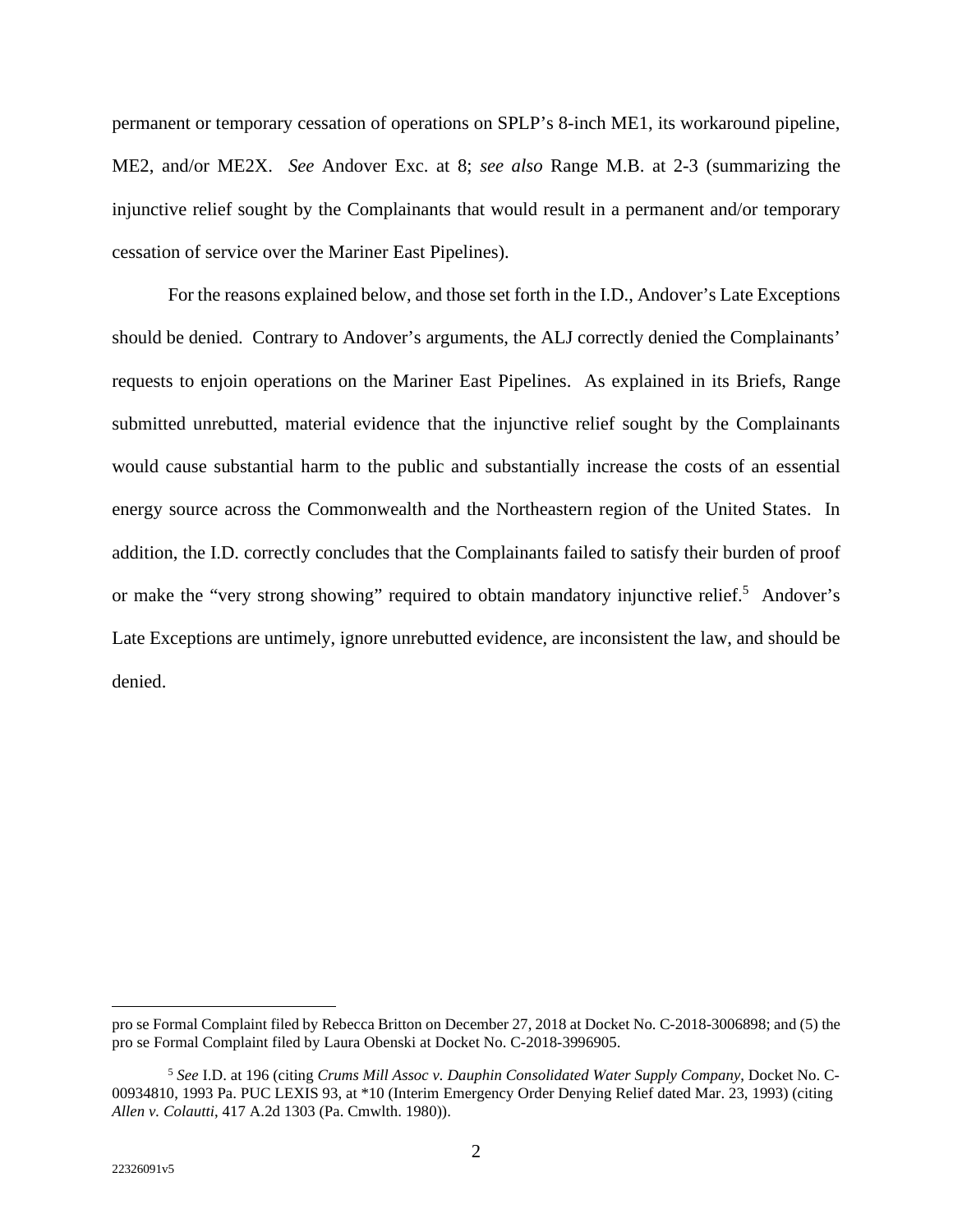permanent or temporary cessation of operations on SPLP's 8-inch ME1, its workaround pipeline, ME2, and/or ME2X. *See* Andover Exc. at 8; *see also* Range M.B. at 2-3 (summarizing the injunctive relief sought by the Complainants that would result in a permanent and/or temporary cessation of service over the Mariner East Pipelines).

For the reasons explained below, and those set forth in the I.D., Andover's Late Exceptions should be denied. Contrary to Andover's arguments, the ALJ correctly denied the Complainants' requests to enjoin operations on the Mariner East Pipelines. As explained in its Briefs, Range submitted unrebutted, material evidence that the injunctive relief sought by the Complainants would cause substantial harm to the public and substantially increase the costs of an essential energy source across the Commonwealth and the Northeastern region of the United States. In addition, the I.D. correctly concludes that the Complainants failed to satisfy their burden of proof or make the "very strong showing" required to obtain mandatory injunctive relief.[5] Andover's Late Exceptions are untimely, ignore unrebutted evidence, are inconsistent the law, and should be denied.

---

pro se Formal Complaint filed by Rebecca Britton on December 27, 2018 at Docket No. C-2018-3006898; and (5) the pro se Formal Complaint filed by Laura Obenski at Docket No. C-2018-3996905.

[5] *See* I.D. at 196 (citing *Crums Mill Assoc v. Dauphin Consolidated Water Supply Company*, Docket No. C-00934810, 1993 Pa. PUC LEXIS 93, at *10 (Interim Emergency Order Denying Relief dated Mar. 23, 1993) (citing *Allen v. Colautti*, 417 A.2d 1303 (Pa. Cmwlth. 1980)).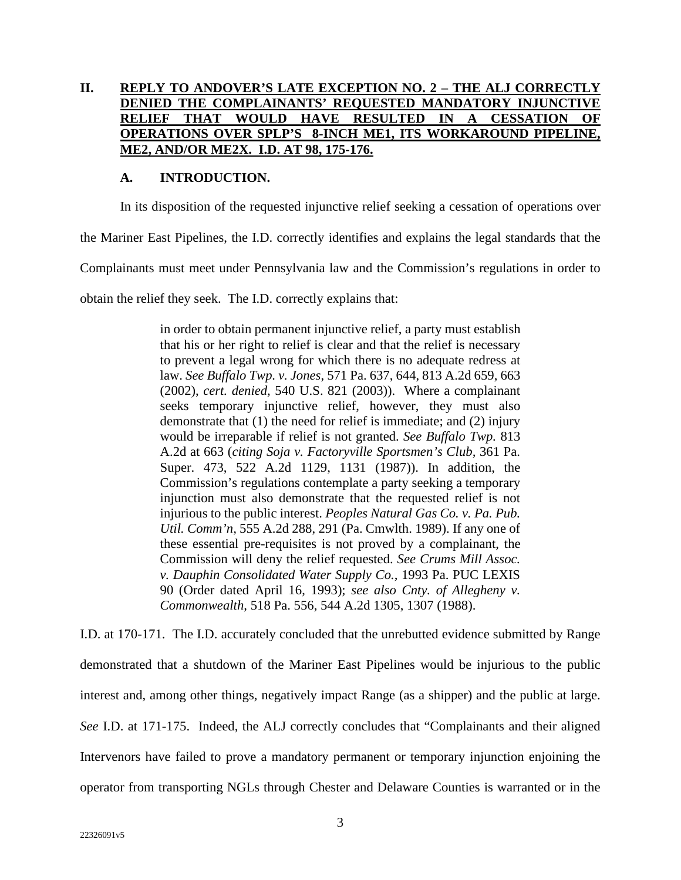## II. REPLY TO ANDOVER'S LATE EXCEPTION NO. 2 – THE ALJ CORRECTLY DENIED THE COMPLAINANTS' REQUESTED MANDATORY INJUNCTIVE RELIEF THAT WOULD HAVE RESULTED IN A CESSATION OF OPERATIONS OVER SPLP'S 8-INCH ME1, ITS WORKAROUND PIPELINE, ME2, AND/OR ME2X. I.D. AT 98, 175-176.

### A. INTRODUCTION.

In its disposition of the requested injunctive relief seeking a cessation of operations over the Mariner East Pipelines, the I.D. correctly identifies and explains the legal standards that the Complainants must meet under Pennsylvania law and the Commission's regulations in order to obtain the relief they seek. The I.D. correctly explains that:

> in order to obtain permanent injunctive relief, a party must establish that his or her right to relief is clear and that the relief is necessary to prevent a legal wrong for which there is no adequate redress at law. *See Buffalo Twp. v. Jones*, 571 Pa. 637, 644, 813 A.2d 659, 663 (2002), *cert. denied*, 540 U.S. 821 (2003)). Where a complainant seeks temporary injunctive relief, however, they must also demonstrate that (1) the need for relief is immediate; and (2) injury would be irreparable if relief is not granted. *See Buffalo Twp.* 813 A.2d at 663 (*citing Soja v. Factoryville Sportsmen's Club*, 361 Pa. Super. 473, 522 A.2d 1129, 1131 (1987)). In addition, the Commission's regulations contemplate a party seeking a temporary injunction must also demonstrate that the requested relief is not injurious to the public interest. *Peoples Natural Gas Co. v. Pa. Pub. Util. Comm'n*, 555 A.2d 288, 291 (Pa. Cmwlth. 1989). If any one of these essential pre-requisites is not proved by a complainant, the Commission will deny the relief requested. *See Crums Mill Assoc. v. Dauphin Consolidated Water Supply Co.*, 1993 Pa. PUC LEXIS 90 (Order dated April 16, 1993); *see also Cnty. of Allegheny v. Commonwealth*, 518 Pa. 556, 544 A.2d 1305, 1307 (1988).

I.D. at 170-171. The I.D. accurately concluded that the unrebutted evidence submitted by Range demonstrated that a shutdown of the Mariner East Pipelines would be injurious to the public interest and, among other things, negatively impact Range (as a shipper) and the public at large. *See* I.D. at 171-175. Indeed, the ALJ correctly concludes that "Complainants and their aligned Intervenors have failed to prove a mandatory permanent or temporary injunction enjoining the operator from transporting NGLs through Chester and Delaware Counties is warranted or in the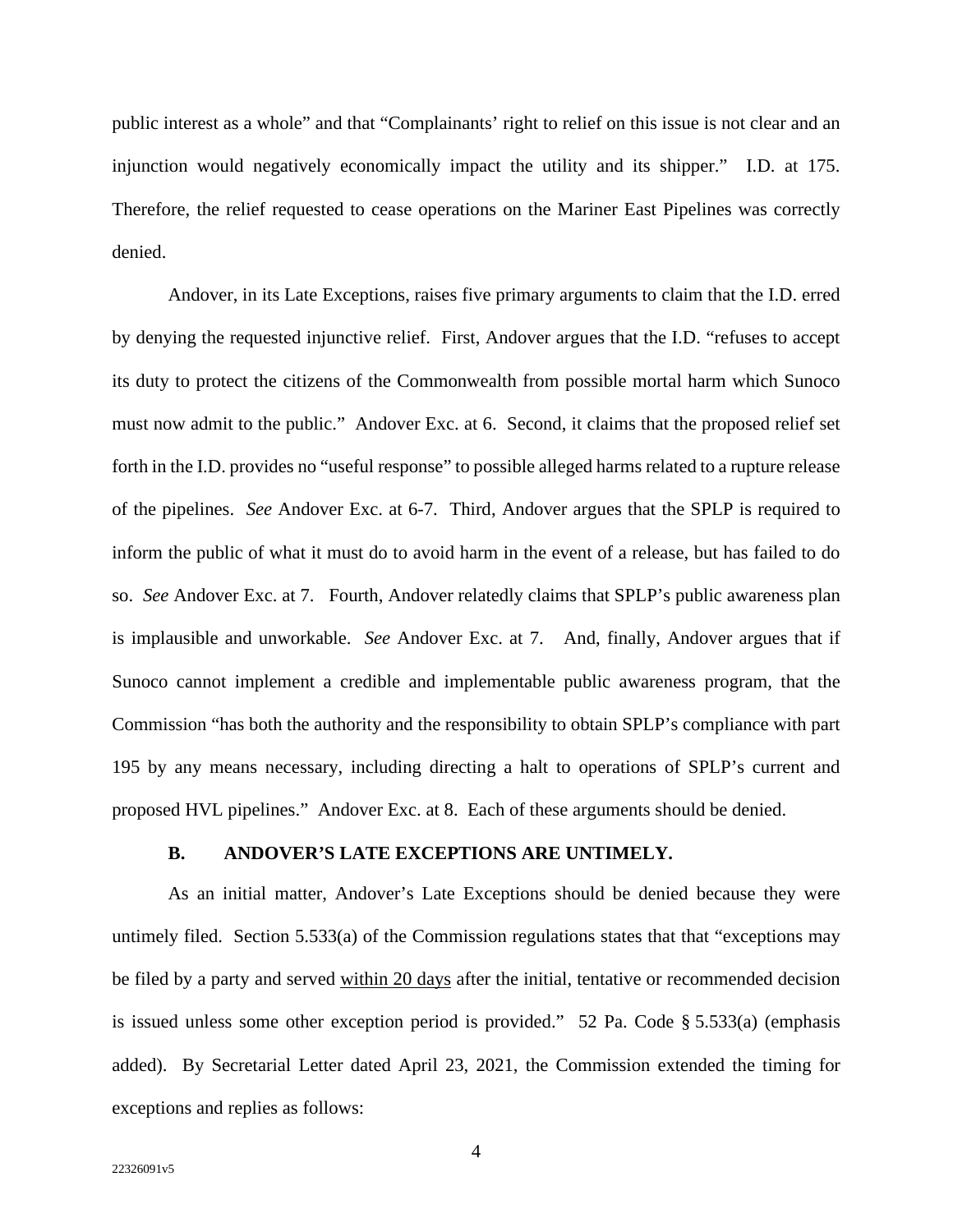public interest as a whole" and that "Complainants' right to relief on this issue is not clear and an injunction would negatively economically impact the utility and its shipper." I.D. at 175. Therefore, the relief requested to cease operations on the Mariner East Pipelines was correctly denied.

Andover, in its Late Exceptions, raises five primary arguments to claim that the I.D. erred by denying the requested injunctive relief. First, Andover argues that the I.D. "refuses to accept its duty to protect the citizens of the Commonwealth from possible mortal harm which Sunoco must now admit to the public." Andover Exc. at 6. Second, it claims that the proposed relief set forth in the I.D. provides no "useful response" to possible alleged harms related to a rupture release of the pipelines. *See* Andover Exc. at 6-7. Third, Andover argues that the SPLP is required to inform the public of what it must do to avoid harm in the event of a release, but has failed to do so. *See* Andover Exc. at 7. Fourth, Andover relatedly claims that SPLP's public awareness plan is implausible and unworkable. *See* Andover Exc. at 7. And, finally, Andover argues that if Sunoco cannot implement a credible and implementable public awareness program, that the Commission "has both the authority and the responsibility to obtain SPLP's compliance with part 195 by any means necessary, including directing a halt to operations of SPLP's current and proposed HVL pipelines." Andover Exc. at 8. Each of these arguments should be denied.

### B. ANDOVER'S LATE EXCEPTIONS ARE UNTIMELY.

As an initial matter, Andover's Late Exceptions should be denied because they were untimely filed. Section 5.533(a) of the Commission regulations states that that "exceptions may be filed by a party and served <u>within 20 days</u> after the initial, tentative or recommended decision is issued unless some other exception period is provided." 52 Pa. Code § 5.533(a) (emphasis added). By Secretarial Letter dated April 23, 2021, the Commission extended the timing for exceptions and replies as follows: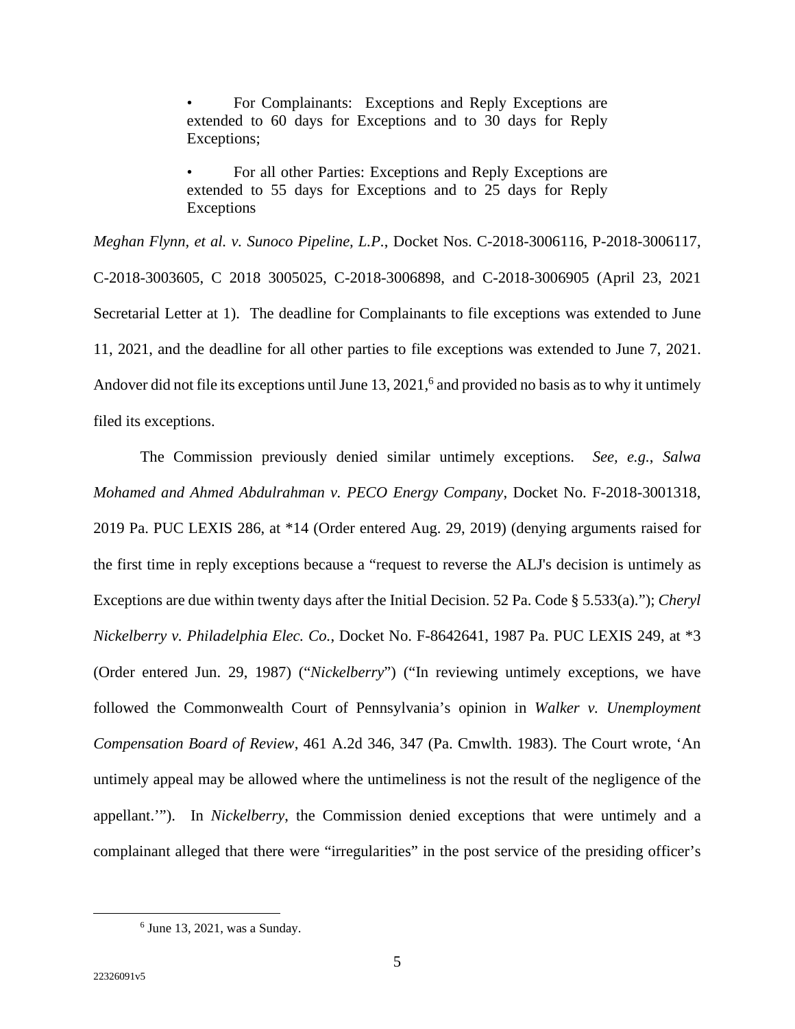> • For Complainants: Exceptions and Reply Exceptions are extended to 60 days for Exceptions and to 30 days for Reply Exceptions;
>
> • For all other Parties: Exceptions and Reply Exceptions are extended to 55 days for Exceptions and to 25 days for Reply Exceptions

*Meghan Flynn, et al. v. Sunoco Pipeline, L.P.*, Docket Nos. C-2018-3006116, P-2018-3006117, C-2018-3003605, C 2018 3005025, C-2018-3006898, and C-2018-3006905 (April 23, 2021 Secretarial Letter at 1). The deadline for Complainants to file exceptions was extended to June 11, 2021, and the deadline for all other parties to file exceptions was extended to June 7, 2021. Andover did not file its exceptions until June 13, 2021,[6] and provided no basis as to why it untimely filed its exceptions.

The Commission previously denied similar untimely exceptions. *See, e.g.*, *Salwa Mohamed and Ahmed Abdulrahman v. PECO Energy Company*, Docket No. F-2018-3001318, 2019 Pa. PUC LEXIS 286, at *14 (Order entered Aug. 29, 2019) (denying arguments raised for the first time in reply exceptions because a "request to reverse the ALJ's decision is untimely as Exceptions are due within twenty days after the Initial Decision. 52 Pa. Code § 5.533(a)."); *Cheryl Nickelberry v. Philadelphia Elec. Co.*, Docket No. F-8642641, 1987 Pa. PUC LEXIS 249, at *3 (Order entered Jun. 29, 1987) ("*Nickelberry*") ("In reviewing untimely exceptions, we have followed the Commonwealth Court of Pennsylvania's opinion in *Walker v. Unemployment Compensation Board of Review*, 461 A.2d 346, 347 (Pa. Cmwlth. 1983). The Court wrote, 'An untimely appeal may be allowed where the untimeliness is not the result of the negligence of the appellant.'"). In *Nickelberry*, the Commission denied exceptions that were untimely and a complainant alleged that there were "irregularities" in the post service of the presiding officer's

[6] June 13, 2021, was a Sunday.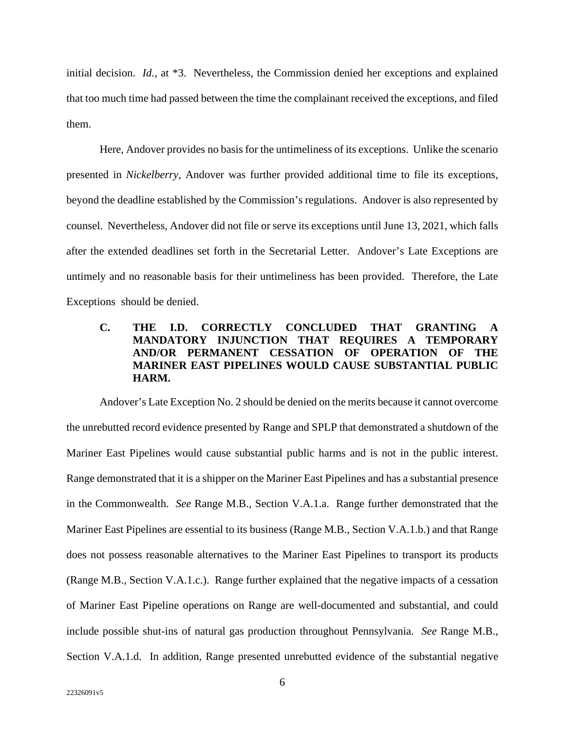initial decision. *Id.*, at *3. Nevertheless, the Commission denied her exceptions and explained that too much time had passed between the time the complainant received the exceptions, and filed them.

Here, Andover provides no basis for the untimeliness of its exceptions. Unlike the scenario presented in *Nickelberry*, Andover was further provided additional time to file its exceptions, beyond the deadline established by the Commission's regulations. Andover is also represented by counsel. Nevertheless, Andover did not file or serve its exceptions until June 13, 2021, which falls after the extended deadlines set forth in the Secretarial Letter. Andover's Late Exceptions are untimely and no reasonable basis for their untimeliness has been provided. Therefore, the Late Exceptions should be denied.

### C. THE I.D. CORRECTLY CONCLUDED THAT GRANTING A MANDATORY INJUNCTION THAT REQUIRES A TEMPORARY AND/OR PERMANENT CESSATION OF OPERATION OF THE MARINER EAST PIPELINES WOULD CAUSE SUBSTANTIAL PUBLIC HARM.

Andover's Late Exception No. 2 should be denied on the merits because it cannot overcome the unrebutted record evidence presented by Range and SPLP that demonstrated a shutdown of the Mariner East Pipelines would cause substantial public harms and is not in the public interest. Range demonstrated that it is a shipper on the Mariner East Pipelines and has a substantial presence in the Commonwealth. *See* Range M.B., Section V.A.1.a. Range further demonstrated that the Mariner East Pipelines are essential to its business (Range M.B., Section V.A.1.b.) and that Range does not possess reasonable alternatives to the Mariner East Pipelines to transport its products (Range M.B., Section V.A.1.c.). Range further explained that the negative impacts of a cessation of Mariner East Pipeline operations on Range are well-documented and substantial, and could include possible shut-ins of natural gas production throughout Pennsylvania. *See* Range M.B., Section V.A.1.d. In addition, Range presented unrebutted evidence of the substantial negative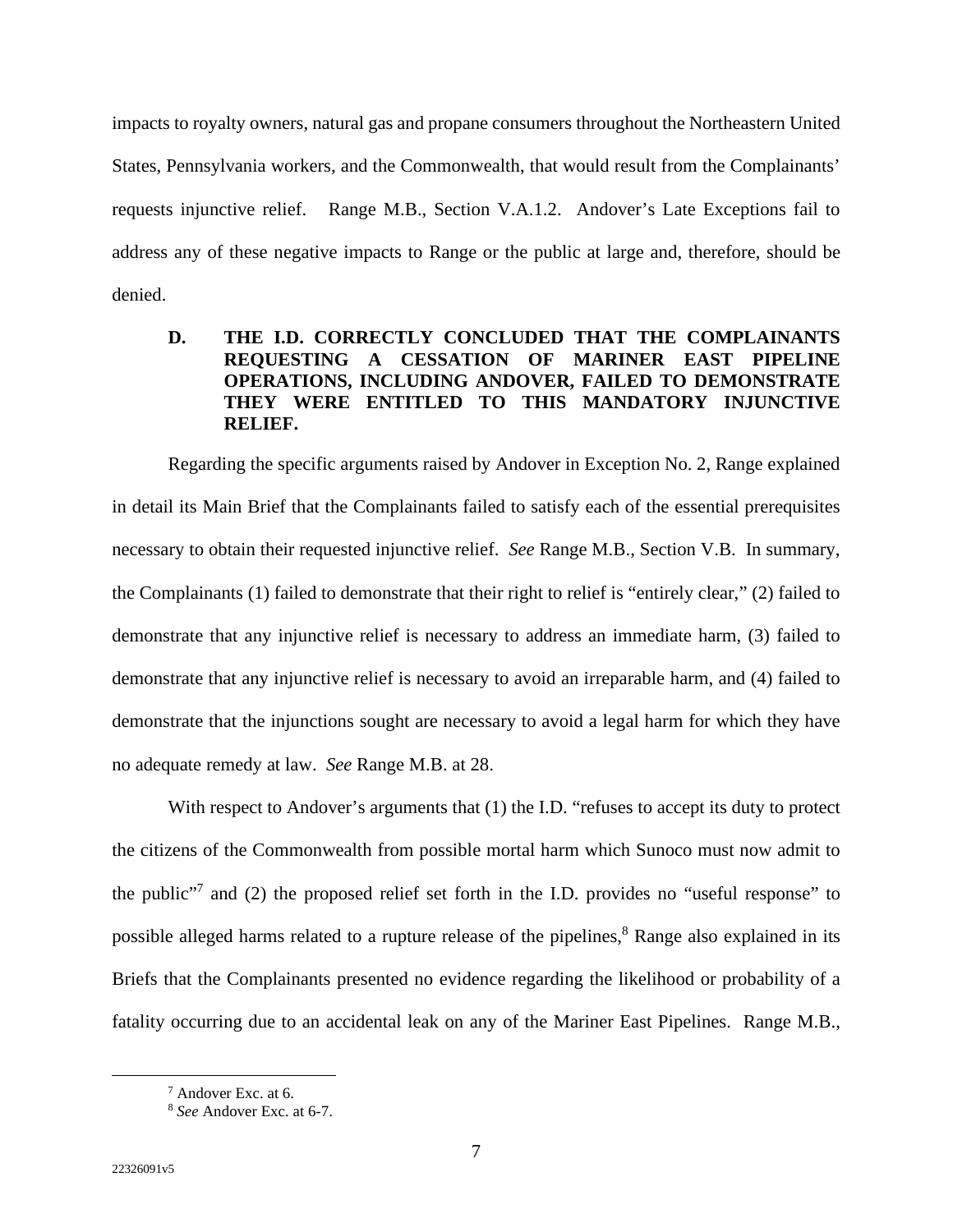impacts to royalty owners, natural gas and propane consumers throughout the Northeastern United States, Pennsylvania workers, and the Commonwealth, that would result from the Complainants' requests injunctive relief. Range M.B., Section V.A.1.2. Andover's Late Exceptions fail to address any of these negative impacts to Range or the public at large and, therefore, should be denied.

### D. THE I.D. CORRECTLY CONCLUDED THAT THE COMPLAINANTS REQUESTING A CESSATION OF MARINER EAST PIPELINE OPERATIONS, INCLUDING ANDOVER, FAILED TO DEMONSTRATE THEY WERE ENTITLED TO THIS MANDATORY INJUNCTIVE RELIEF.

Regarding the specific arguments raised by Andover in Exception No. 2, Range explained in detail its Main Brief that the Complainants failed to satisfy each of the essential prerequisites necessary to obtain their requested injunctive relief. *See* Range M.B., Section V.B. In summary, the Complainants (1) failed to demonstrate that their right to relief is "entirely clear," (2) failed to demonstrate that any injunctive relief is necessary to address an immediate harm, (3) failed to demonstrate that any injunctive relief is necessary to avoid an irreparable harm, and (4) failed to demonstrate that the injunctions sought are necessary to avoid a legal harm for which they have no adequate remedy at law. *See* Range M.B. at 28.

With respect to Andover's arguments that (1) the I.D. "refuses to accept its duty to protect the citizens of the Commonwealth from possible mortal harm which Sunoco must now admit to the public"[7] and (2) the proposed relief set forth in the I.D. provides no "useful response" to possible alleged harms related to a rupture release of the pipelines,[8] Range also explained in its Briefs that the Complainants presented no evidence regarding the likelihood or probability of a fatality occurring due to an accidental leak on any of the Mariner East Pipelines. Range M.B.,

---

[7] Andover Exc. at 6.

[8] *See* Andover Exc. at 6-7.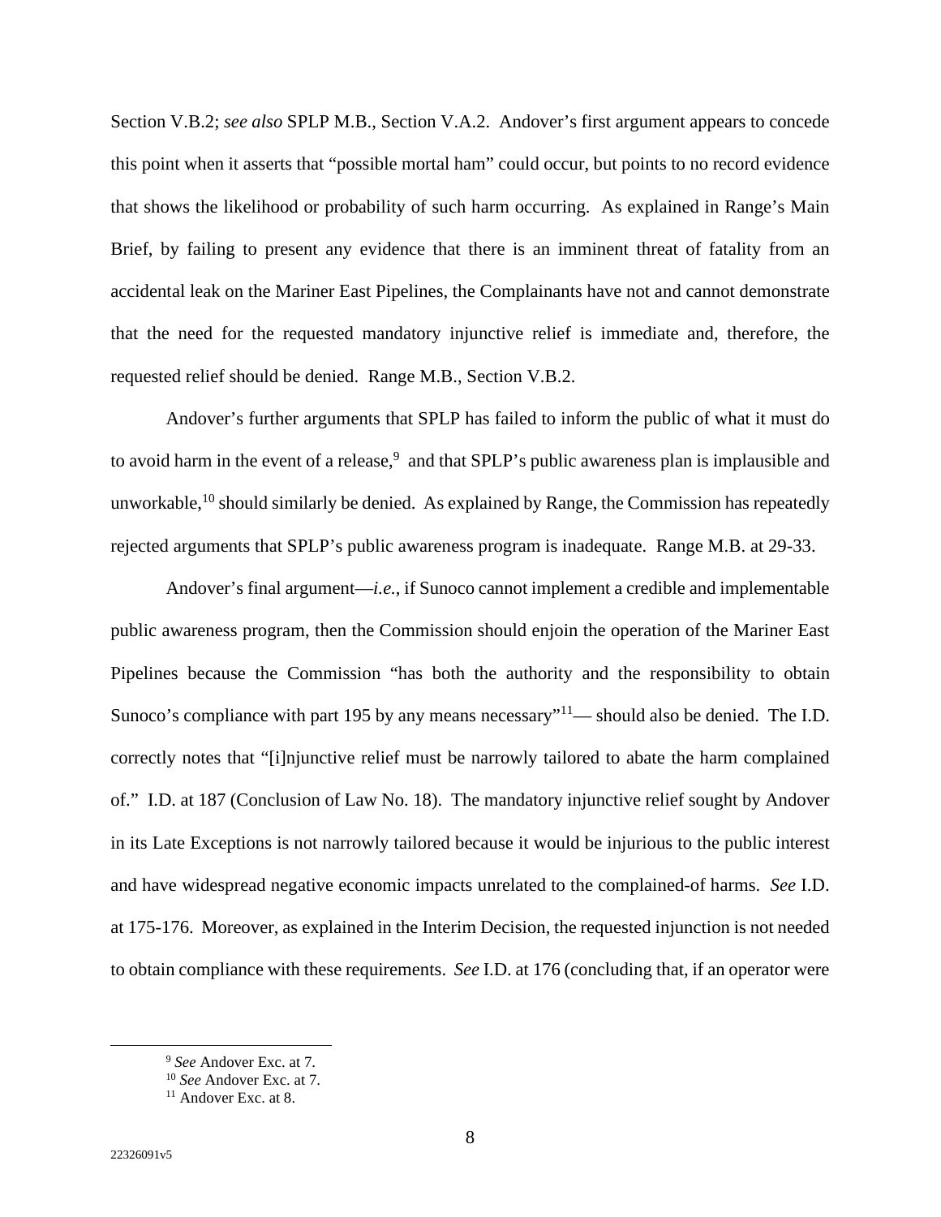Section V.B.2; *see also* SPLP M.B., Section V.A.2. Andover's first argument appears to concede this point when it asserts that "possible mortal ham" could occur, but points to no record evidence that shows the likelihood or probability of such harm occurring. As explained in Range's Main Brief, by failing to present any evidence that there is an imminent threat of fatality from an accidental leak on the Mariner East Pipelines, the Complainants have not and cannot demonstrate that the need for the requested mandatory injunctive relief is immediate and, therefore, the requested relief should be denied. Range M.B., Section V.B.2.

Andover's further arguments that SPLP has failed to inform the public of what it must do to avoid harm in the event of a release,[9] and that SPLP's public awareness plan is implausible and unworkable,[10] should similarly be denied. As explained by Range, the Commission has repeatedly rejected arguments that SPLP's public awareness program is inadequate. Range M.B. at 29-33.

Andover's final argument—*i.e.*, if Sunoco cannot implement a credible and implementable public awareness program, then the Commission should enjoin the operation of the Mariner East Pipelines because the Commission "has both the authority and the responsibility to obtain Sunoco's compliance with part 195 by any means necessary"[11]— should also be denied. The I.D. correctly notes that "[i]njunctive relief must be narrowly tailored to abate the harm complained of." I.D. at 187 (Conclusion of Law No. 18). The mandatory injunctive relief sought by Andover in its Late Exceptions is not narrowly tailored because it would be injurious to the public interest and have widespread negative economic impacts unrelated to the complained-of harms. *See* I.D. at 175-176. Moreover, as explained in the Interim Decision, the requested injunction is not needed to obtain compliance with these requirements. *See* I.D. at 176 (concluding that, if an operator were

---

[9] *See* Andover Exc. at 7.

[10] *See* Andover Exc. at 7.

[11] Andover Exc. at 8.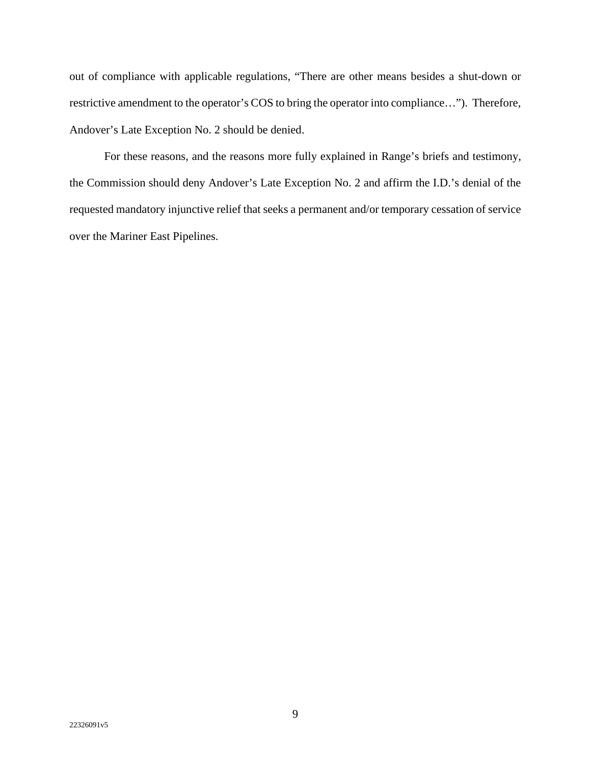out of compliance with applicable regulations, "There are other means besides a shut-down or restrictive amendment to the operator's COS to bring the operator into compliance…"). Therefore, Andover's Late Exception No. 2 should be denied.

For these reasons, and the reasons more fully explained in Range's briefs and testimony, the Commission should deny Andover's Late Exception No. 2 and affirm the I.D.'s denial of the requested mandatory injunctive relief that seeks a permanent and/or temporary cessation of service over the Mariner East Pipelines.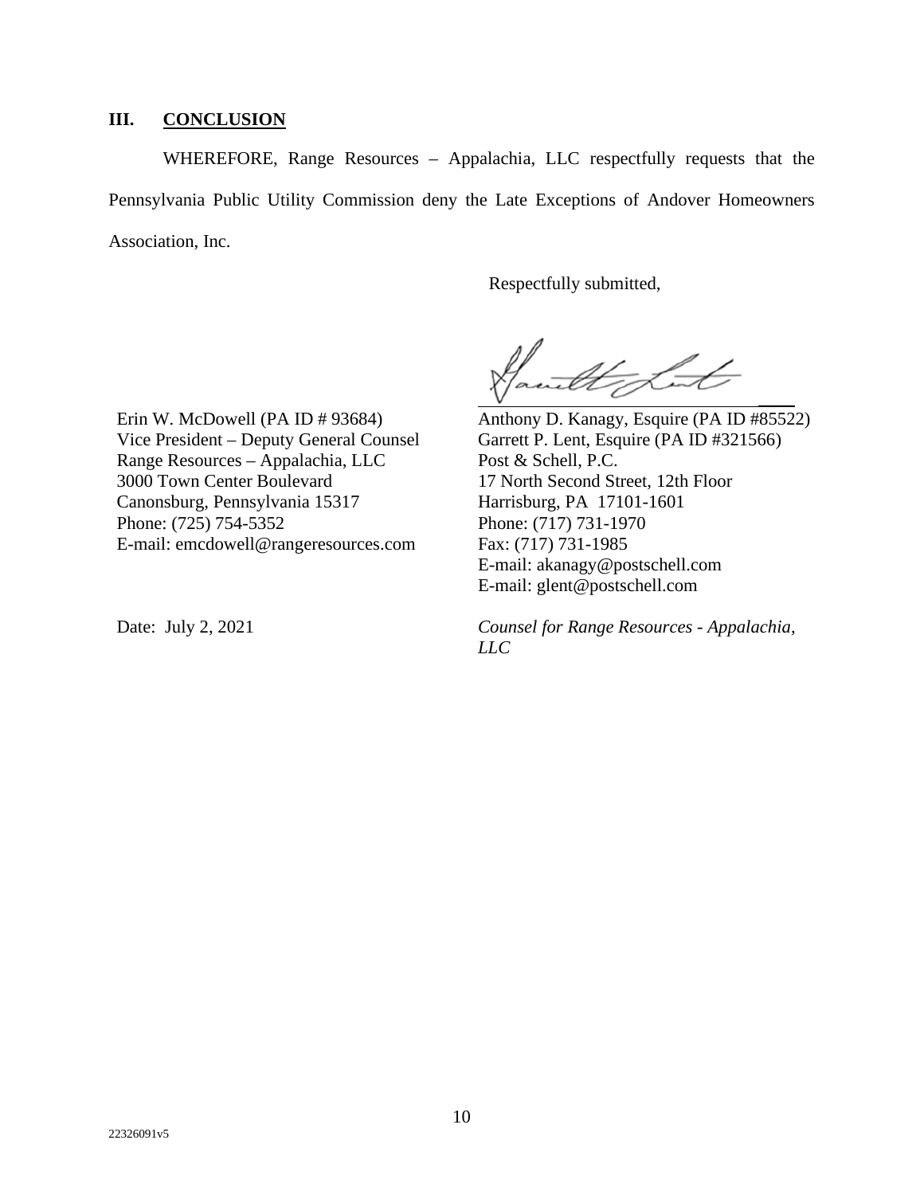## III. CONCLUSION

WHEREFORE, Range Resources – Appalachia, LLC respectfully requests that the Pennsylvania Public Utility Commission deny the Late Exceptions of Andover Homeowners Association, Inc.

Respectfully submitted,

Anthony D. Kanagy, Esquire (PA ID #85522)
Garrett P. Lent, Esquire (PA ID #321566)
Post & Schell, P.C.
17 North Second Street, 12th Floor
Harrisburg, PA 17101-1601
Phone: (717) 731-1970
Fax: (717) 731-1985
E-mail: akanagy@postschell.com
E-mail: glent@postschell.com

*Counsel for Range Resources - Appalachia, LLC*

Erin W. McDowell (PA ID # 93684)
Vice President – Deputy General Counsel
Range Resources – Appalachia, LLC
3000 Town Center Boulevard
Canonsburg, Pennsylvania 15317
Phone: (725) 754-5352
E-mail: emcdowell@rangeresources.com

Date: July 2, 2021

22326091v5